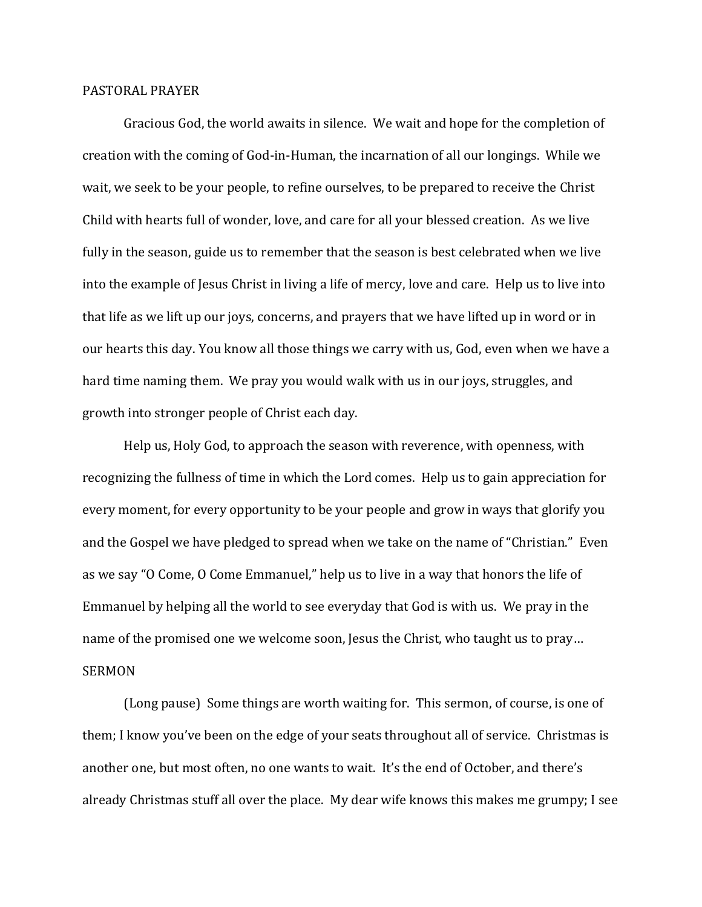## PASTORAL PRAYER

Gracious God, the world awaits in silence. We wait and hope for the completion of creation with the coming of God-in-Human, the incarnation of all our longings. While we wait, we seek to be your people, to refine ourselves, to be prepared to receive the Christ Child with hearts full of wonder, love, and care for all your blessed creation. As we live fully in the season, guide us to remember that the season is best celebrated when we live into the example of Jesus Christ in living a life of mercy, love and care. Help us to live into that life as we lift up our joys, concerns, and prayers that we have lifted up in word or in our hearts this day. You know all those things we carry with us, God, even when we have a hard time naming them. We pray you would walk with us in our joys, struggles, and growth into stronger people of Christ each day.

Help us, Holy God, to approach the season with reverence, with openness, with recognizing the fullness of time in which the Lord comes. Help us to gain appreciation for every moment, for every opportunity to be your people and grow in ways that glorify you and the Gospel we have pledged to spread when we take on the name of "Christian." Even as we say "O Come, O Come Emmanuel," help us to live in a way that honors the life of Emmanuel by helping all the world to see everyday that God is with us. We pray in the name of the promised one we welcome soon, Jesus the Christ, who taught us to pray…

## SERMON

(Long pause) Some things are worth waiting for. This sermon, of course, is one of them; I know you've been on the edge of your seats throughout all of service. Christmas is another one, but most often, no one wants to wait. It's the end of October, and there's already Christmas stuff all over the place. My dear wife knows this makes me grumpy; I see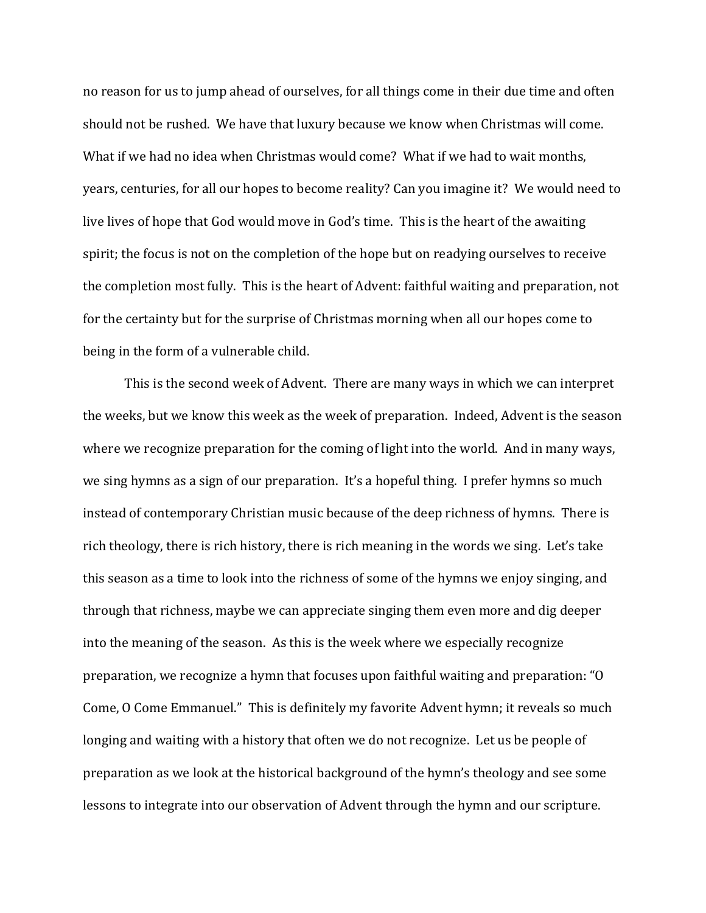no reason for us to jump ahead of ourselves, for all things come in their due time and often should not be rushed. We have that luxury because we know when Christmas will come. What if we had no idea when Christmas would come? What if we had to wait months, years, centuries, for all our hopes to become reality? Can you imagine it? We would need to live lives of hope that God would move in God's time. This is the heart of the awaiting spirit; the focus is not on the completion of the hope but on readying ourselves to receive the completion most fully. This is the heart of Advent: faithful waiting and preparation, not for the certainty but for the surprise of Christmas morning when all our hopes come to being in the form of a vulnerable child.

This is the second week of Advent. There are many ways in which we can interpret the weeks, but we know this week as the week of preparation. Indeed, Advent is the season where we recognize preparation for the coming of light into the world. And in many ways, we sing hymns as a sign of our preparation. It's a hopeful thing. I prefer hymns so much instead of contemporary Christian music because of the deep richness of hymns. There is rich theology, there is rich history, there is rich meaning in the words we sing. Let's take this season as a time to look into the richness of some of the hymns we enjoy singing, and through that richness, maybe we can appreciate singing them even more and dig deeper into the meaning of the season. As this is the week where we especially recognize preparation, we recognize a hymn that focuses upon faithful waiting and preparation: "O Come, O Come Emmanuel." This is definitely my favorite Advent hymn; it reveals so much longing and waiting with a history that often we do not recognize. Let us be people of preparation as we look at the historical background of the hymn's theology and see some lessons to integrate into our observation of Advent through the hymn and our scripture.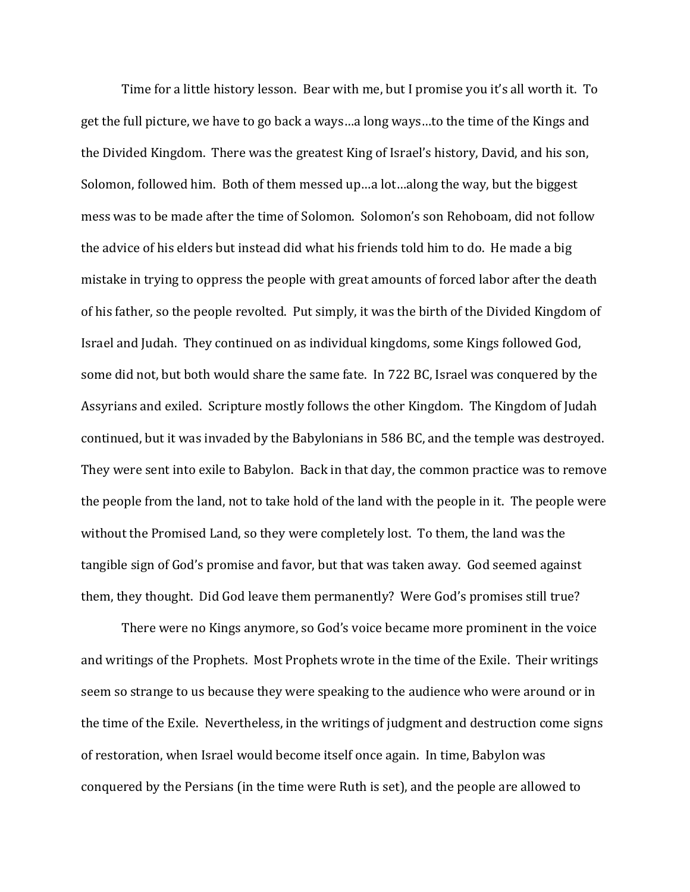Time for a little history lesson. Bear with me, but I promise you it's all worth it. To get the full picture, we have to go back a ways…a long ways…to the time of the Kings and the Divided Kingdom. There was the greatest King of Israel's history, David, and his son, Solomon, followed him. Both of them messed up…a lot…along the way, but the biggest mess was to be made after the time of Solomon. Solomon's son Rehoboam, did not follow the advice of his elders but instead did what his friends told him to do. He made a big mistake in trying to oppress the people with great amounts of forced labor after the death of his father, so the people revolted. Put simply, it was the birth of the Divided Kingdom of Israel and Judah. They continued on as individual kingdoms, some Kings followed God, some did not, but both would share the same fate. In 722 BC, Israel was conquered by the Assyrians and exiled. Scripture mostly follows the other Kingdom. The Kingdom of Judah continued, but it was invaded by the Babylonians in 586 BC, and the temple was destroyed. They were sent into exile to Babylon. Back in that day, the common practice was to remove the people from the land, not to take hold of the land with the people in it. The people were without the Promised Land, so they were completely lost. To them, the land was the tangible sign of God's promise and favor, but that was taken away. God seemed against them, they thought. Did God leave them permanently? Were God's promises still true?

There were no Kings anymore, so God's voice became more prominent in the voice and writings of the Prophets. Most Prophets wrote in the time of the Exile. Their writings seem so strange to us because they were speaking to the audience who were around or in the time of the Exile. Nevertheless, in the writings of judgment and destruction come signs of restoration, when Israel would become itself once again. In time, Babylon was conquered by the Persians (in the time were Ruth is set), and the people are allowed to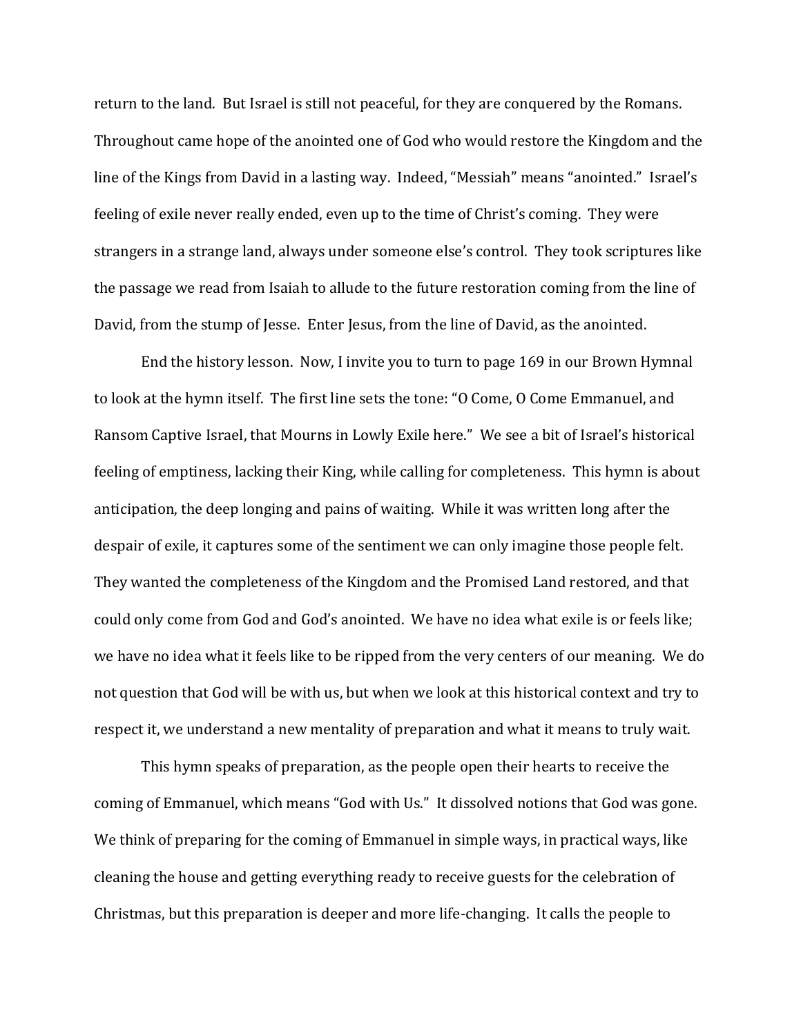return to the land. But Israel is still not peaceful, for they are conquered by the Romans. Throughout came hope of the anointed one of God who would restore the Kingdom and the line of the Kings from David in a lasting way. Indeed, "Messiah" means "anointed." Israel's feeling of exile never really ended, even up to the time of Christ's coming. They were strangers in a strange land, always under someone else's control. They took scriptures like the passage we read from Isaiah to allude to the future restoration coming from the line of David, from the stump of Jesse. Enter Jesus, from the line of David, as the anointed.

End the history lesson. Now, I invite you to turn to page 169 in our Brown Hymnal to look at the hymn itself. The first line sets the tone: "O Come, O Come Emmanuel, and Ransom Captive Israel, that Mourns in Lowly Exile here." We see a bit of Israel's historical feeling of emptiness, lacking their King, while calling for completeness. This hymn is about anticipation, the deep longing and pains of waiting. While it was written long after the despair of exile, it captures some of the sentiment we can only imagine those people felt. They wanted the completeness of the Kingdom and the Promised Land restored, and that could only come from God and God's anointed. We have no idea what exile is or feels like; we have no idea what it feels like to be ripped from the very centers of our meaning. We do not question that God will be with us, but when we look at this historical context and try to respect it, we understand a new mentality of preparation and what it means to truly wait.

This hymn speaks of preparation, as the people open their hearts to receive the coming of Emmanuel, which means "God with Us." It dissolved notions that God was gone. We think of preparing for the coming of Emmanuel in simple ways, in practical ways, like cleaning the house and getting everything ready to receive guests for the celebration of Christmas, but this preparation is deeper and more life-changing. It calls the people to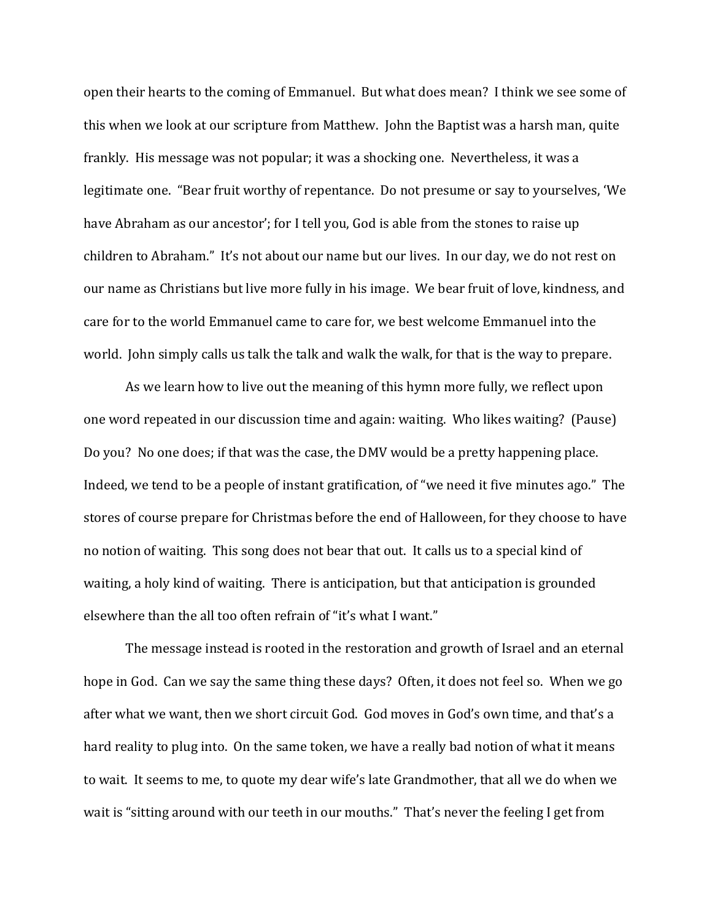open their hearts to the coming of Emmanuel. But what does mean? I think we see some of this when we look at our scripture from Matthew. John the Baptist was a harsh man, quite frankly. His message was not popular; it was a shocking one. Nevertheless, it was a legitimate one. "Bear fruit worthy of repentance. Do not presume or say to yourselves, 'We have Abraham as our ancestor'; for I tell you, God is able from the stones to raise up children to Abraham." It's not about our name but our lives. In our day, we do not rest on our name as Christians but live more fully in his image. We bear fruit of love, kindness, and care for to the world Emmanuel came to care for, we best welcome Emmanuel into the world. John simply calls us talk the talk and walk the walk, for that is the way to prepare.

As we learn how to live out the meaning of this hymn more fully, we reflect upon one word repeated in our discussion time and again: waiting. Who likes waiting? (Pause) Do you? No one does; if that was the case, the DMV would be a pretty happening place. Indeed, we tend to be a people of instant gratification, of "we need it five minutes ago." The stores of course prepare for Christmas before the end of Halloween, for they choose to have no notion of waiting. This song does not bear that out. It calls us to a special kind of waiting, a holy kind of waiting. There is anticipation, but that anticipation is grounded elsewhere than the all too often refrain of "it's what I want."

The message instead is rooted in the restoration and growth of Israel and an eternal hope in God. Can we say the same thing these days? Often, it does not feel so. When we go after what we want, then we short circuit God. God moves in God's own time, and that's a hard reality to plug into. On the same token, we have a really bad notion of what it means to wait. It seems to me, to quote my dear wife's late Grandmother, that all we do when we wait is "sitting around with our teeth in our mouths." That's never the feeling I get from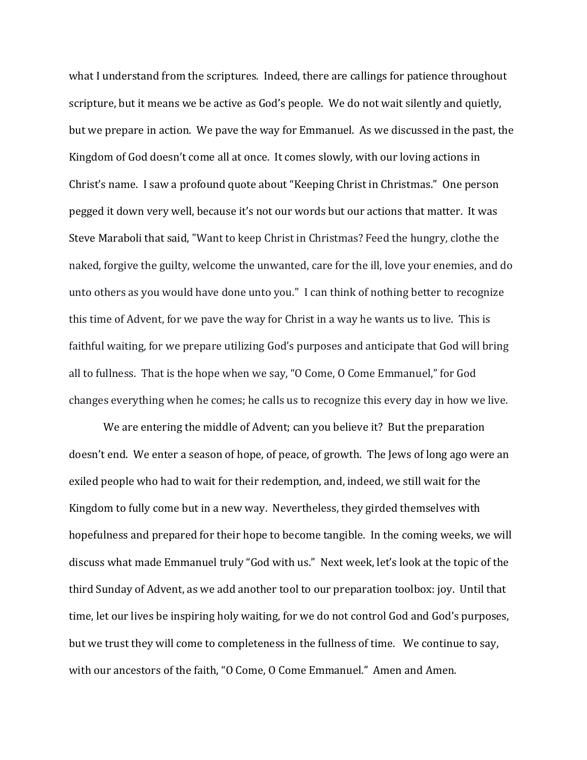what I understand from the scriptures. Indeed, there are callings for patience throughout scripture, but it means we be active as God's people. We do not wait silently and quietly, but we prepare in action. We pave the way for Emmanuel. As we discussed in the past, the Kingdom of God doesn't come all at once. It comes slowly, with our loving actions in Christ's name. I saw a profound quote about "Keeping Christ in Christmas." One person pegged it down very well, because it's not our words but our actions that matter. It was Steve Maraboli that said, "Want to keep Christ in Christmas? Feed the hungry, clothe the naked, forgive the guilty, welcome the unwanted, care for the ill, love your enemies, and do unto others as you would have done unto you." I can think of nothing better to recognize this time of Advent, for we pave the way for Christ in a way he wants us to live. This is faithful waiting, for we prepare utilizing God's purposes and anticipate that God will bring all to fullness. That is the hope when we say, "O Come, O Come Emmanuel," for God changes everything when he comes; he calls us to recognize this every day in how we live.

We are entering the middle of Advent; can you believe it? But the preparation doesn't end. We enter a season of hope, of peace, of growth. The Jews of long ago were an exiled people who had to wait for their redemption, and, indeed, we still wait for the Kingdom to fully come but in a new way. Nevertheless, they girded themselves with hopefulness and prepared for their hope to become tangible. In the coming weeks, we will discuss what made Emmanuel truly "God with us." Next week, let's look at the topic of the third Sunday of Advent, as we add another tool to our preparation toolbox: joy. Until that time, let our lives be inspiring holy waiting, for we do not control God and God's purposes, but we trust they will come to completeness in the fullness of time. We continue to say, with our ancestors of the faith, "O Come, O Come Emmanuel." Amen and Amen.